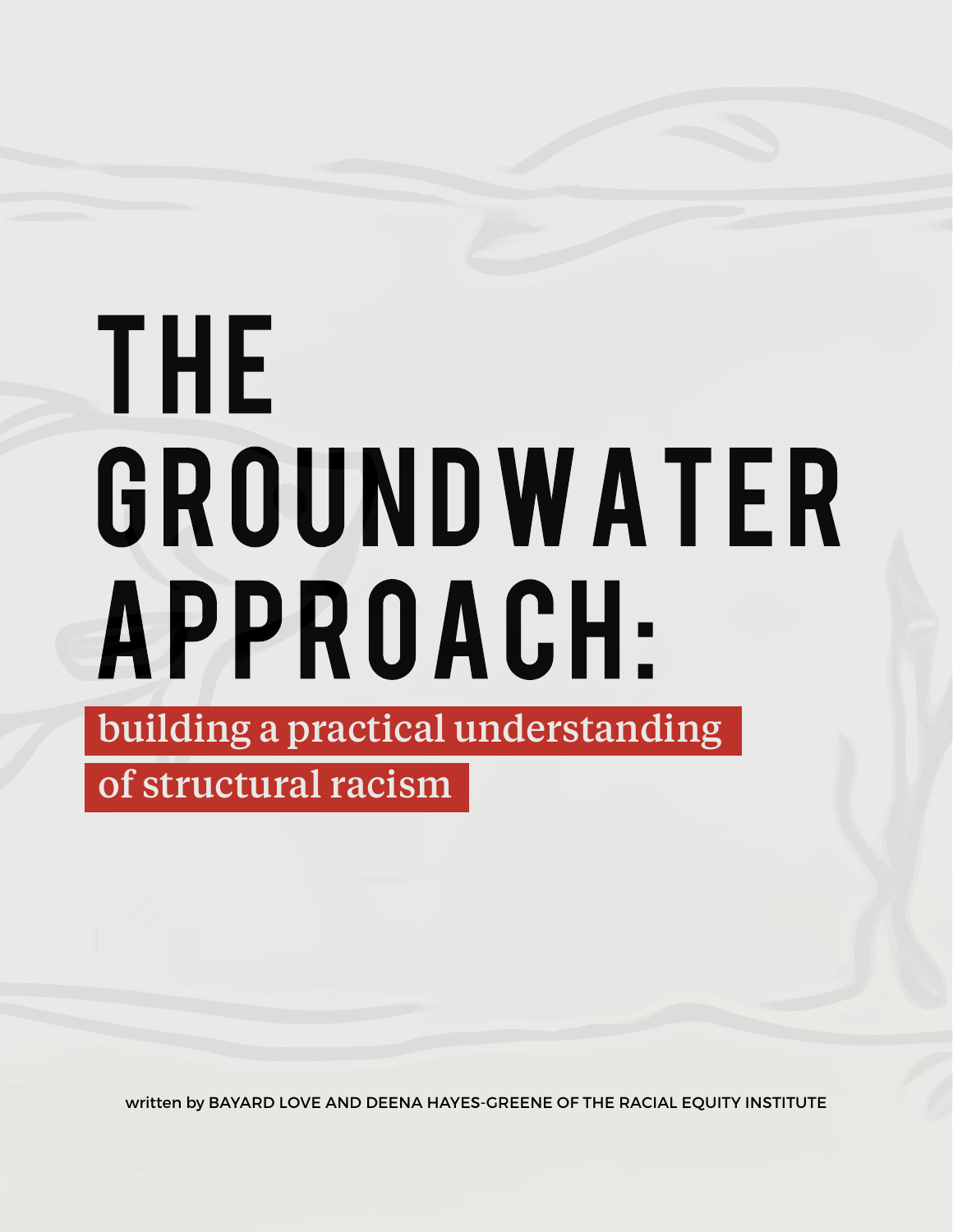# THE GROUNDWATER APPROACH:

## building a practical understanding of structural racism

written by BAYARD LOVE AND DEENA HAYES-GREENE OF THE RACIAL EQUITY INSTITUTE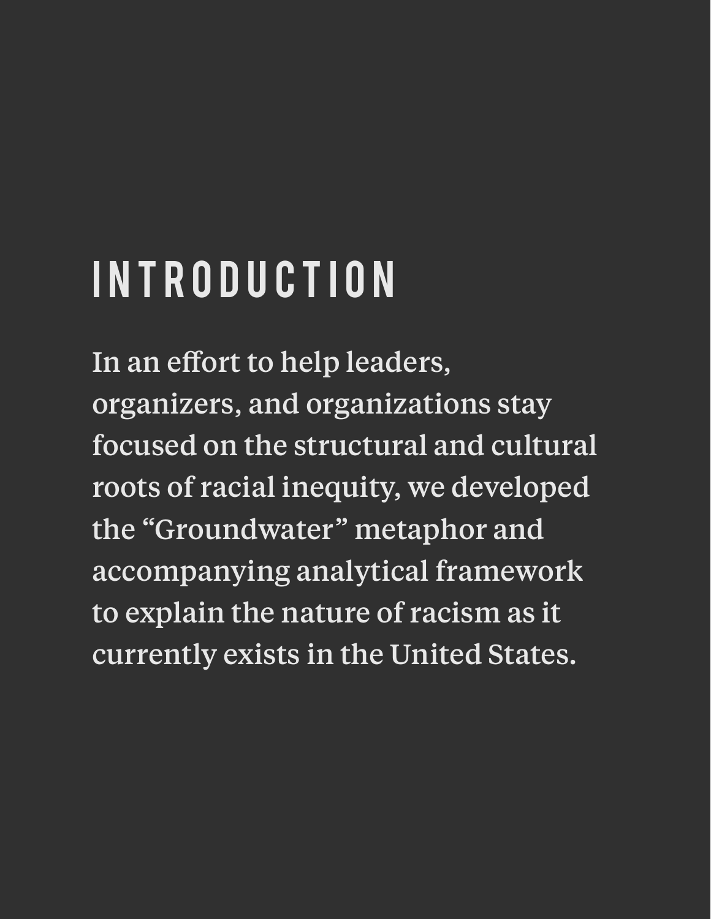# INTRODUCTION

In an effort to help leaders, organizers, and organizations stay focused on the structural and cultural roots of racial inequity, we developed the "Groundwater" metaphor and accompanying analytical framework to explain the nature of racism as it currently exists in the United States.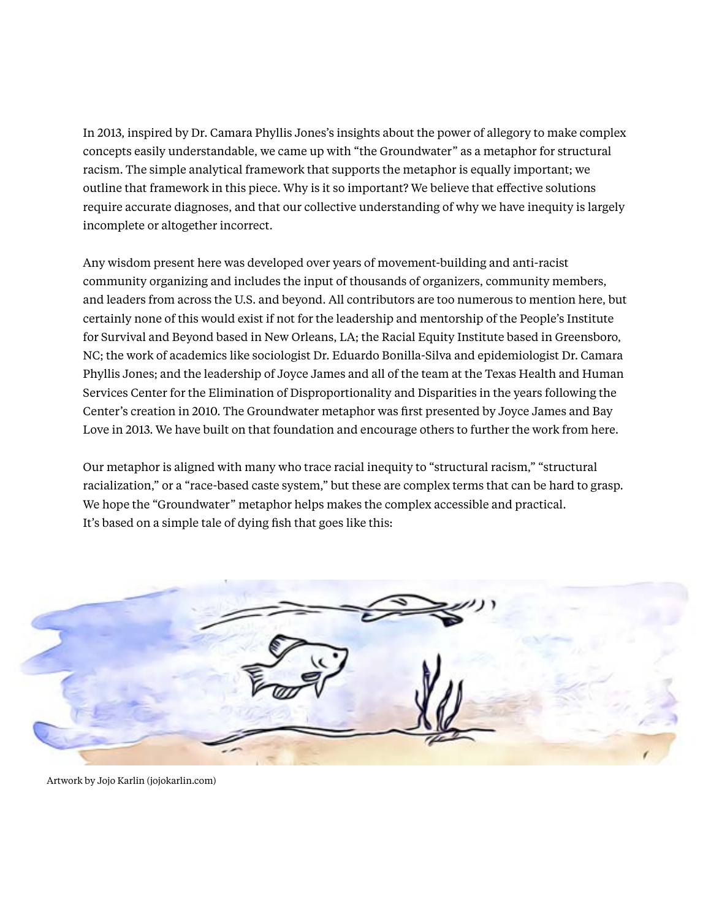In 2013, inspired by Dr. Camara Phyllis Jones's insights about the power of allegory to make complex concepts easily understandable, we came up with "the Groundwater" as a metaphor for structural racism. The simple analytical framework that supports the metaphor is equally important; we outline that framework in this piece. Why is it so important? We believe that effective solutions require accurate diagnoses, and that our collective understanding of why we have inequity is largely incomplete or altogether incorrect.

Any wisdom present here was developed over years of movement-building and anti-racist community organizing and includes the input of thousands of organizers, community members, and leaders from across the U.S. and beyond. All contributors are too numerous to mention here, but certainly none of this would exist if not for the leadership and mentorship of the People's Institute for Survival and Beyond based in New Orleans, LA; the Racial Equity Institute based in Greensboro, NC; the work of academics like sociologist Dr. Eduardo Bonilla-Silva and epidemiologist Dr. Camara Phyllis Jones; and the leadership of Joyce James and all of the team at the Texas Health and Human Services Center for the Elimination of Disproportionality and Disparities in the years following the Center's creation in 2010. The Groundwater metaphor was first presented by Joyce James and Bay Love in 2013. We have built on that foundation and encourage others to further the work from here.

Our metaphor is aligned with many who trace racial inequity to "structural racism," "structural racialization," or a "race-based caste system," but these are complex terms that can be hard to grasp. We hope the "Groundwater" metaphor helps makes the complex accessible and practical.
It's based on a simple tale of dying fish that goes like this:

Artwork by Jojo Karlin (jojokarlin.com)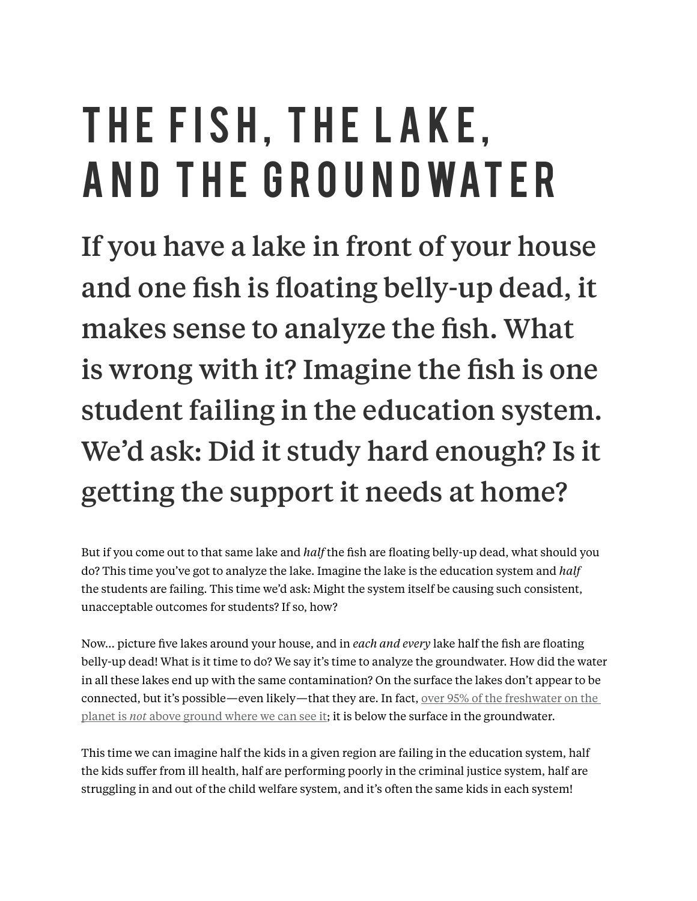# THE FISH, THE LAKE, AND THE GROUNDWATER

## If you have a lake in front of your house and one fish is floating belly-up dead, it makes sense to analyze the fish. What is wrong with it? Imagine the fish is one student failing in the education system. We'd ask: Did it study hard enough? Is it getting the support it needs at home?

But if you come out to that same lake and *half* the fish are floating belly-up dead, what should you do? This time you've got to analyze the lake. Imagine the lake is the education system and *half* the students are failing. This time we'd ask: Might the system itself be causing such consistent, unacceptable outcomes for students? If so, how?

Now… picture five lakes around your house, and in *each and every* lake half the fish are floating belly-up dead! What is it time to do? We say it's time to analyze the groundwater. How did the water in all these lakes end up with the same contamination? On the surface the lakes don't appear to be connected, but it's possible—even likely—that they are. In fact, over 95% of the freshwater on the planet is *not* above ground where we can see it; it is below the surface in the groundwater.

This time we can imagine half the kids in a given region are failing in the education system, half the kids suffer from ill health, half are performing poorly in the criminal justice system, half are struggling in and out of the child welfare system, and it's often the same kids in each system!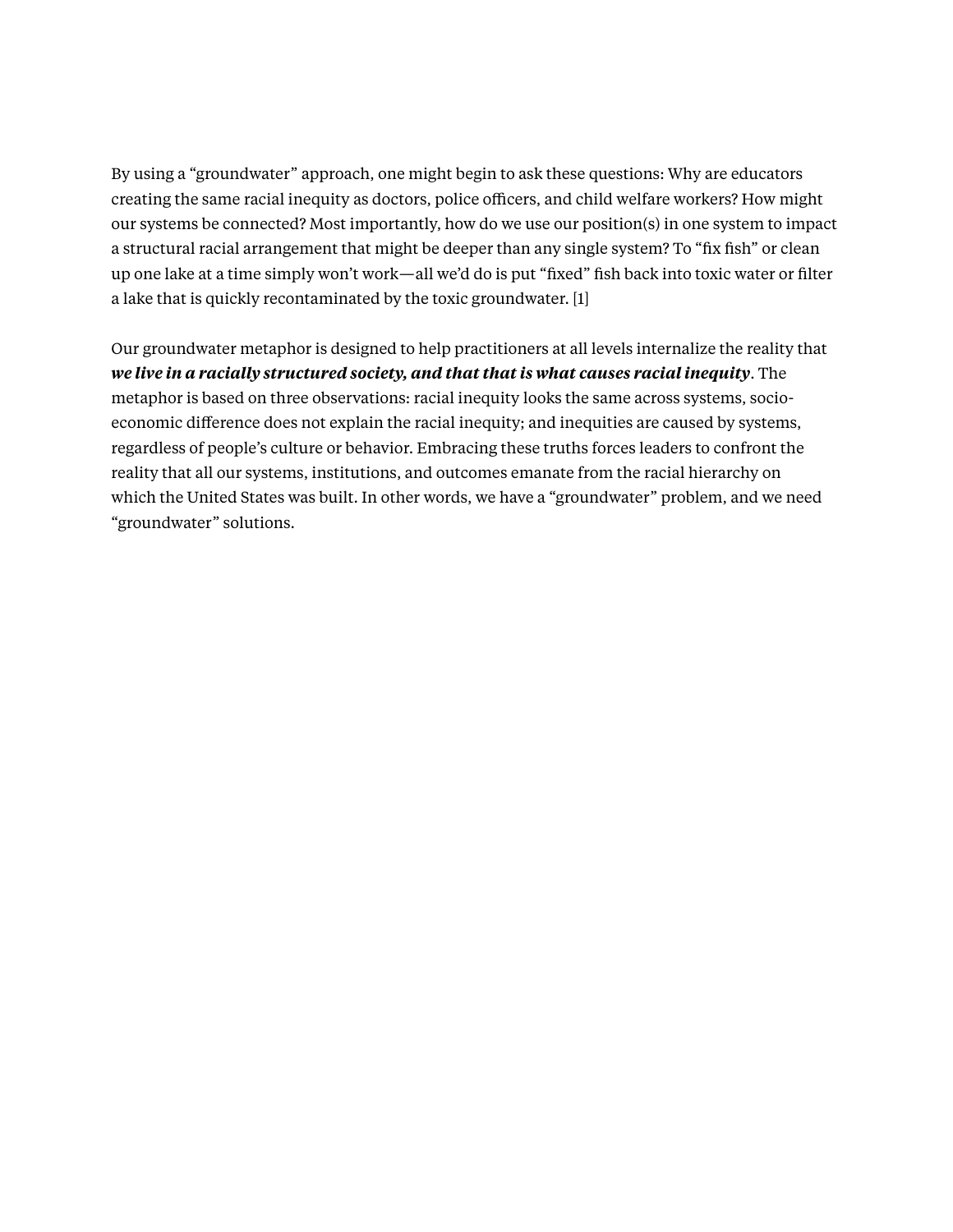By using a "groundwater" approach, one might begin to ask these questions: Why are educators creating the same racial inequity as doctors, police officers, and child welfare workers? How might our systems be connected? Most importantly, how do we use our position(s) in one system to impact a structural racial arrangement that might be deeper than any single system? To "fix fish" or clean up one lake at a time simply won't work—all we'd do is put "fixed" fish back into toxic water or filter a lake that is quickly recontaminated by the toxic groundwater. [1]

Our groundwater metaphor is designed to help practitioners at all levels internalize the reality that ***we live in a racially structured society, and that that is what causes racial inequity***. The metaphor is based on three observations: racial inequity looks the same across systems, socio-economic difference does not explain the racial inequity; and inequities are caused by systems, regardless of people's culture or behavior. Embracing these truths forces leaders to confront the reality that all our systems, institutions, and outcomes emanate from the racial hierarchy on which the United States was built. In other words, we have a "groundwater" problem, and we need "groundwater" solutions.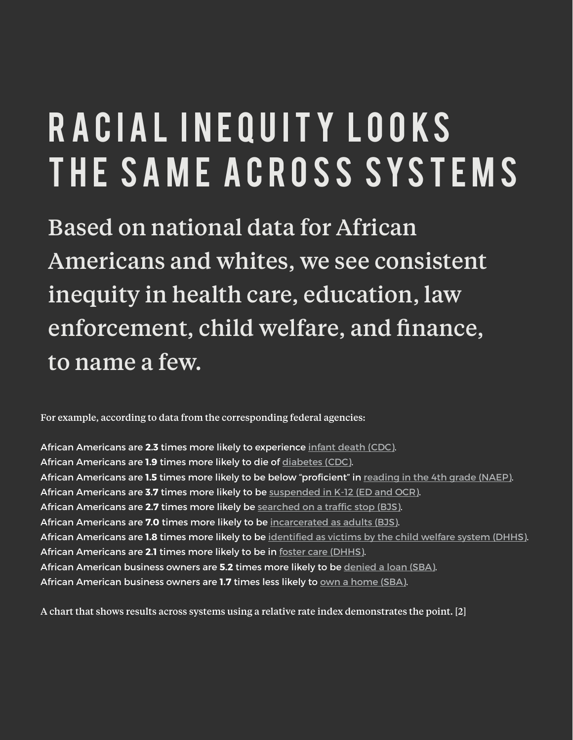# RACIAL INEQUITY LOOKS THE SAME ACROSS SYSTEMS

## Based on national data for African Americans and whites, we see consistent inequity in health care, education, law enforcement, child welfare, and finance, to name a few.

For example, according to data from the corresponding federal agencies:

African Americans are **2.3** times more likely to experience infant death (CDC).
African Americans are **1.9** times more likely to die of diabetes (CDC).
African Americans are **1.5** times more likely to be below "proficient" in reading in the 4th grade (NAEP).
African Americans are **3.7** times more likely to be suspended in K-12 (ED and OCR).
African Americans are **2.7** times more likely be searched on a traffic stop (BJS).
African Americans are **7.0** times more likely to be incarcerated as adults (BJS).
African Americans are **1.8** times more likely to be identified as victims by the child welfare system (DHHS).
African Americans are **2.1** times more likely to be in foster care (DHHS).
African American business owners are **5.2** times more likely to be denied a loan (SBA).
African American business owners are **1.7** times less likely to own a home (SBA).

A chart that shows results across systems using a relative rate index demonstrates the point. [2]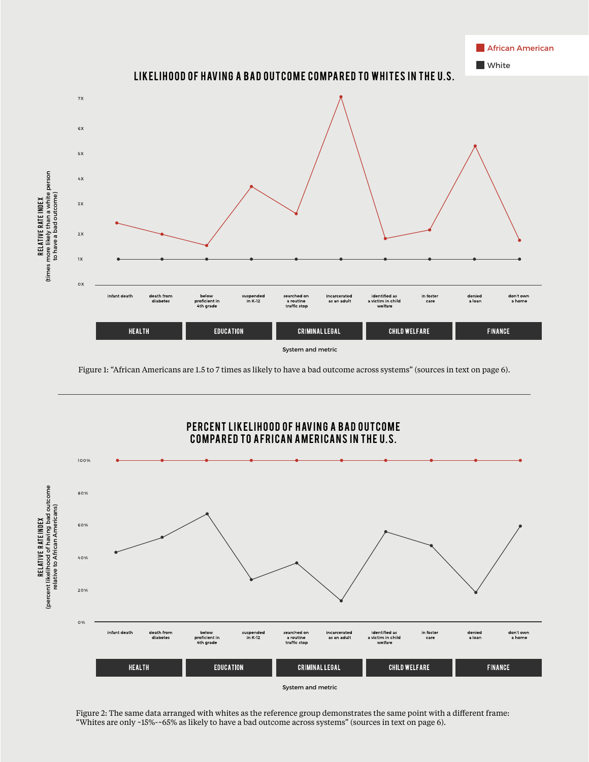## LIKELIHOOD OF HAVING A BAD OUTCOME COMPARED TO WHITES IN THE U.S.

Figure 1: "African Americans are 1.5 to 7 times as likely to have a bad outcome across systems" (sources in text on page 6).

## PERCENT LIKELIHOOD OF HAVING A BAD OUTCOME COMPARED TO AFRICAN AMERICANS IN THE U.S.

Figure 2: The same data arranged with whites as the reference group demonstrates the same point with a different frame: "Whites are only ~15%-~65% as likely to have a bad outcome across systems" (sources in text on page 6).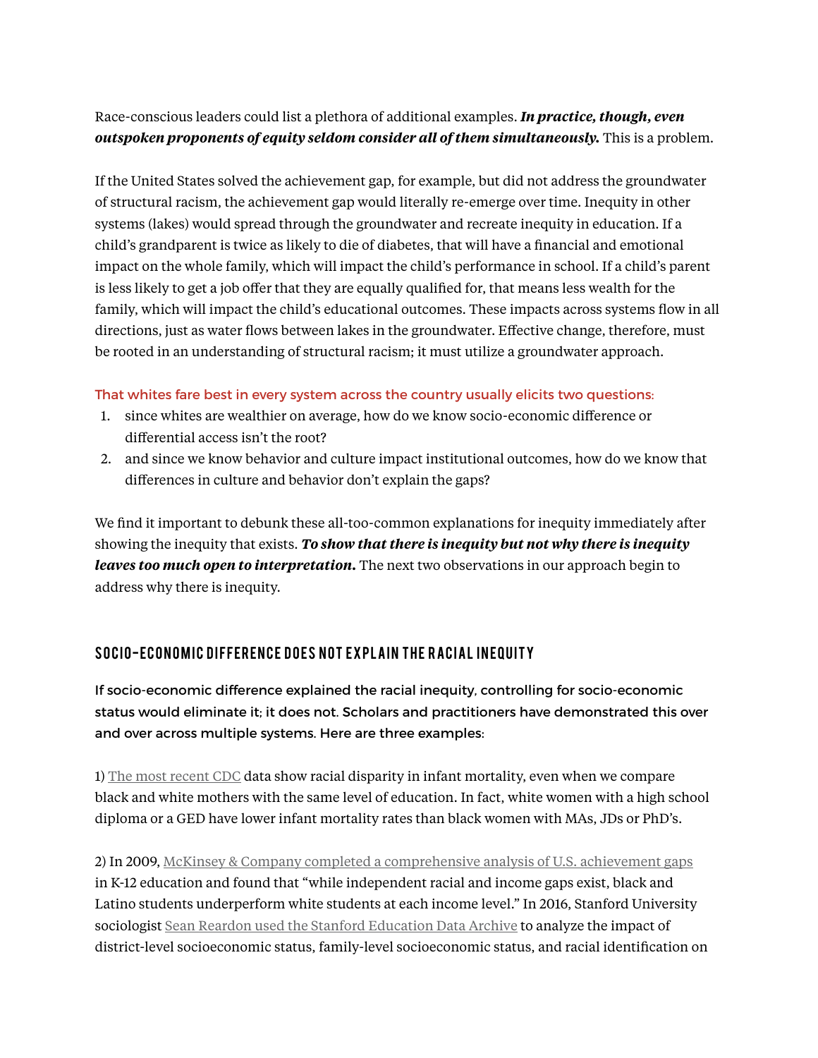Race-conscious leaders could list a plethora of additional examples. ***In practice, though, even outspoken proponents of equity seldom consider all of them simultaneously.*** This is a problem.

If the United States solved the achievement gap, for example, but did not address the groundwater of structural racism, the achievement gap would literally re-emerge over time. Inequity in other systems (lakes) would spread through the groundwater and recreate inequity in education. If a child's grandparent is twice as likely to die of diabetes, that will have a financial and emotional impact on the whole family, which will impact the child's performance in school. If a child's parent is less likely to get a job offer that they are equally qualified for, that means less wealth for the family, which will impact the child's educational outcomes. These impacts across systems flow in all directions, just as water flows between lakes in the groundwater. Effective change, therefore, must be rooted in an understanding of structural racism; it must utilize a groundwater approach.

That whites fare best in every system across the country usually elicits two questions:

1. since whites are wealthier on average, how do we know socio-economic difference or differential access isn't the root?
2. and since we know behavior and culture impact institutional outcomes, how do we know that differences in culture and behavior don't explain the gaps?

We find it important to debunk these all-too-common explanations for inequity immediately after showing the inequity that exists. ***To show that there is inequity but not why there is inequity leaves too much open to interpretation.*** The next two observations in our approach begin to address why there is inequity.

## SOCIO-ECONOMIC DIFFERENCE DOES NOT EXPLAIN THE RACIAL INEQUITY

**If socio-economic difference explained the racial inequity, controlling for socio-economic status would eliminate it; it does not. Scholars and practitioners have demonstrated this over and over across multiple systems. Here are three examples:**

1) The most recent CDC data show racial disparity in infant mortality, even when we compare black and white mothers with the same level of education. In fact, white women with a high school diploma or a GED have lower infant mortality rates than black women with MAs, JDs or PhD's.

2) In 2009, McKinsey & Company completed a comprehensive analysis of U.S. achievement gaps in K-12 education and found that "while independent racial and income gaps exist, black and Latino students underperform white students at each income level." In 2016, Stanford University sociologist Sean Reardon used the Stanford Education Data Archive to analyze the impact of district-level socioeconomic status, family-level socioeconomic status, and racial identification on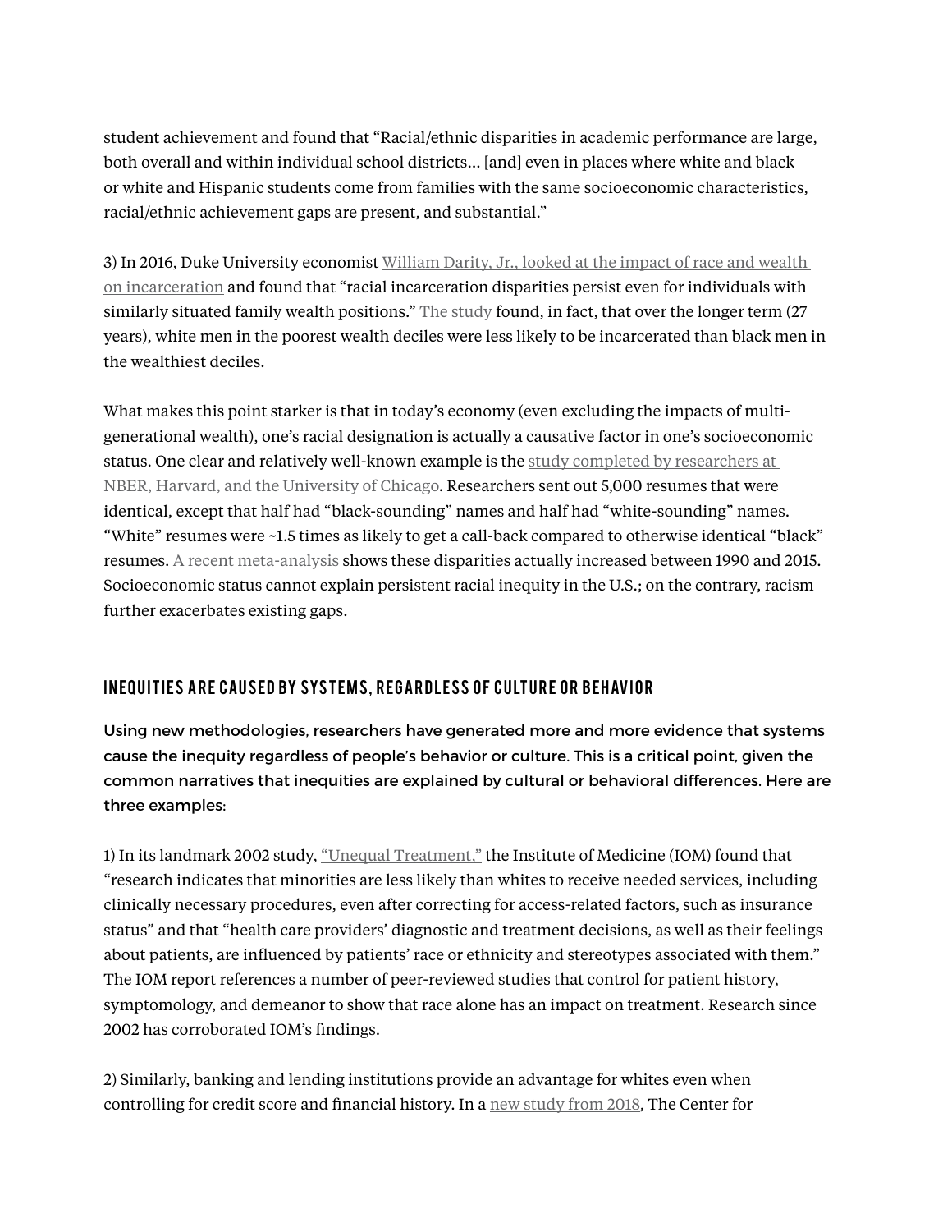student achievement and found that "Racial/ethnic disparities in academic performance are large, both overall and within individual school districts… [and] even in places where white and black or white and Hispanic students come from families with the same socioeconomic characteristics, racial/ethnic achievement gaps are present, and substantial."

3) In 2016, Duke University economist William Darity, Jr., looked at the impact of race and wealth on incarceration and found that "racial incarceration disparities persist even for individuals with similarly situated family wealth positions." The study found, in fact, that over the longer term (27 years), white men in the poorest wealth deciles were less likely to be incarcerated than black men in the wealthiest deciles.

What makes this point starker is that in today's economy (even excluding the impacts of multi-generational wealth), one's racial designation is actually a causative factor in one's socioeconomic status. One clear and relatively well-known example is the study completed by researchers at NBER, Harvard, and the University of Chicago. Researchers sent out 5,000 resumes that were identical, except that half had "black-sounding" names and half had "white-sounding" names. "White" resumes were ~1.5 times as likely to get a call-back compared to otherwise identical "black" resumes. A recent meta-analysis shows these disparities actually increased between 1990 and 2015. Socioeconomic status cannot explain persistent racial inequity in the U.S.; on the contrary, racism further exacerbates existing gaps.

## INEQUITIES ARE CAUSED BY SYSTEMS, REGARDLESS OF CULTURE OR BEHAVIOR

**Using new methodologies, researchers have generated more and more evidence that systems cause the inequity regardless of people's behavior or culture. This is a critical point, given the common narratives that inequities are explained by cultural or behavioral differences. Here are three examples:**

1) In its landmark 2002 study, "Unequal Treatment," the Institute of Medicine (IOM) found that "research indicates that minorities are less likely than whites to receive needed services, including clinically necessary procedures, even after correcting for access-related factors, such as insurance status" and that "health care providers' diagnostic and treatment decisions, as well as their feelings about patients, are influenced by patients' race or ethnicity and stereotypes associated with them." The IOM report references a number of peer-reviewed studies that control for patient history, symptomology, and demeanor to show that race alone has an impact on treatment. Research since 2002 has corroborated IOM's findings.

2) Similarly, banking and lending institutions provide an advantage for whites even when controlling for credit score and financial history. In a new study from 2018, The Center for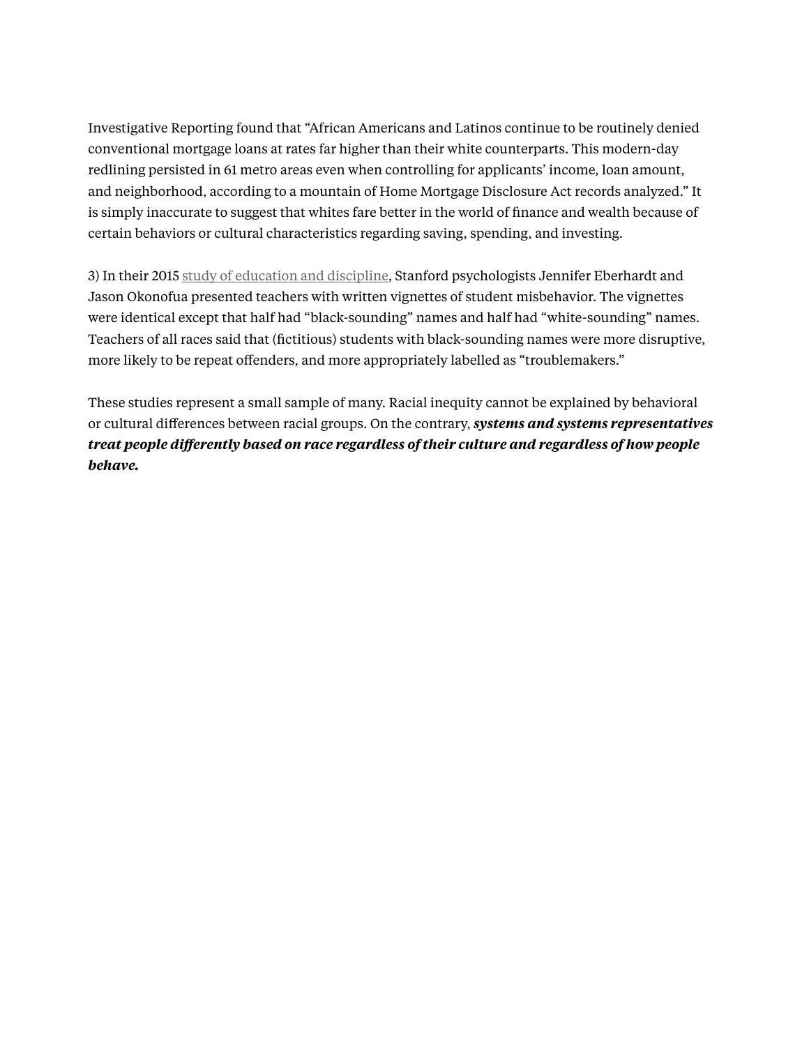Investigative Reporting found that "African Americans and Latinos continue to be routinely denied conventional mortgage loans at rates far higher than their white counterparts. This modern-day redlining persisted in 61 metro areas even when controlling for applicants' income, loan amount, and neighborhood, according to a mountain of Home Mortgage Disclosure Act records analyzed." It is simply inaccurate to suggest that whites fare better in the world of finance and wealth because of certain behaviors or cultural characteristics regarding saving, spending, and investing.

3) In their 2015 study of education and discipline, Stanford psychologists Jennifer Eberhardt and Jason Okonofua presented teachers with written vignettes of student misbehavior. The vignettes were identical except that half had "black-sounding" names and half had "white-sounding" names. Teachers of all races said that (fictitious) students with black-sounding names were more disruptive, more likely to be repeat offenders, and more appropriately labelled as "troublemakers."

These studies represent a small sample of many. Racial inequity cannot be explained by behavioral or cultural differences between racial groups. On the contrary, ***systems and systems representatives treat people differently based on race regardless of their culture and regardless of how people behave.***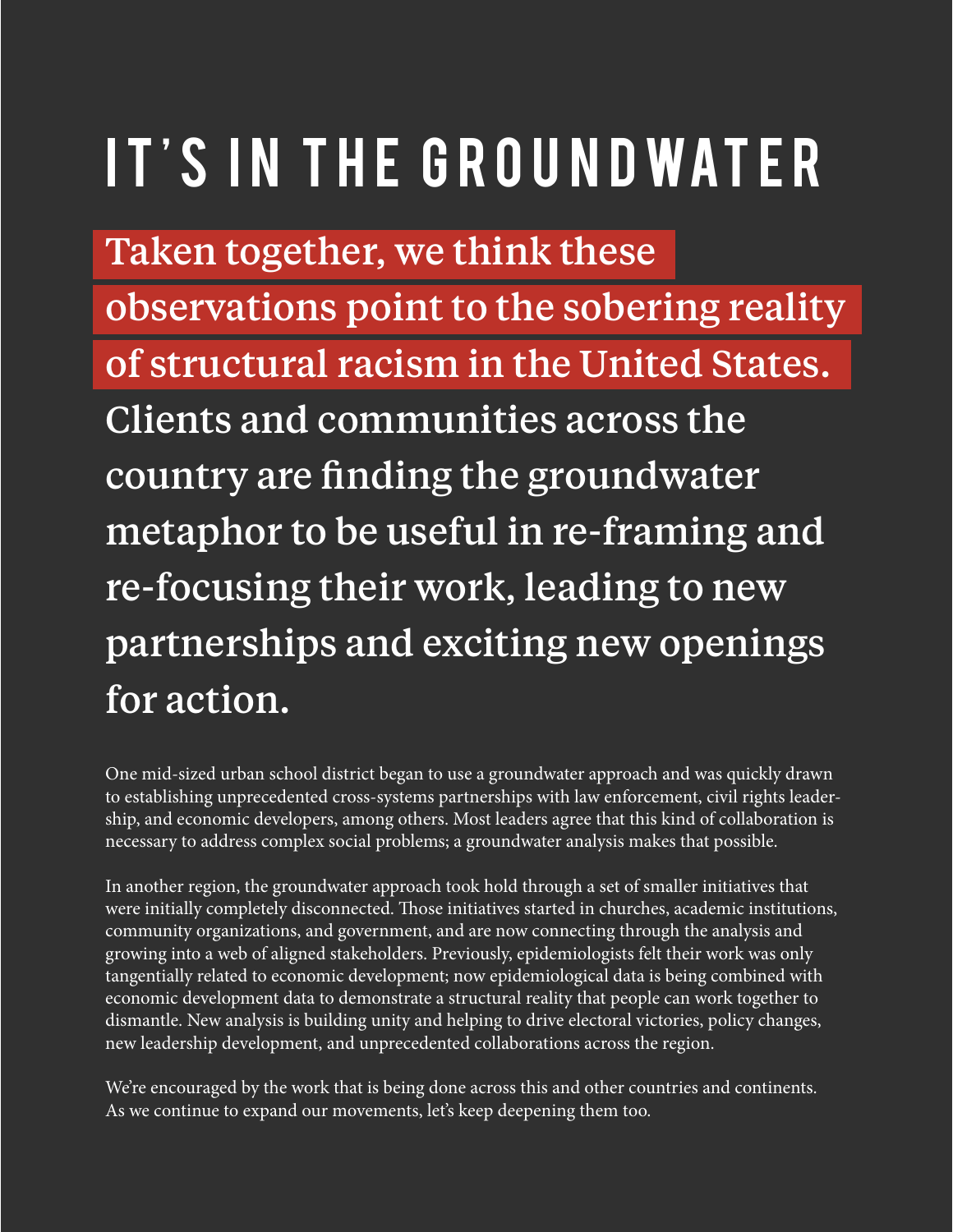# IT'S IN THE GROUNDWATER

**Taken together, we think these observations point to the sobering reality of structural racism in the United States.** Clients and communities across the country are finding the groundwater metaphor to be useful in re-framing and re-focusing their work, leading to new partnerships and exciting new openings for action.

One mid-sized urban school district began to use a groundwater approach and was quickly drawn to establishing unprecedented cross-systems partnerships with law enforcement, civil rights leadership, and economic developers, among others. Most leaders agree that this kind of collaboration is necessary to address complex social problems; a groundwater analysis makes that possible.

In another region, the groundwater approach took hold through a set of smaller initiatives that were initially completely disconnected. Those initiatives started in churches, academic institutions, community organizations, and government, and are now connecting through the analysis and growing into a web of aligned stakeholders. Previously, epidemiologists felt their work was only tangentially related to economic development; now epidemiological data is being combined with economic development data to demonstrate a structural reality that people can work together to dismantle. New analysis is building unity and helping to drive electoral victories, policy changes, new leadership development, and unprecedented collaborations across the region.

We're encouraged by the work that is being done across this and other countries and continents. As we continue to expand our movements, let's keep deepening them too.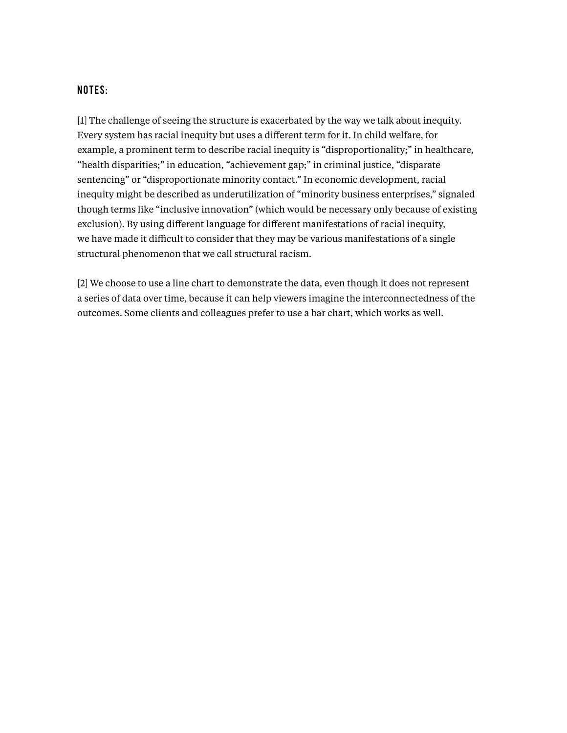## NOTES:

[1] The challenge of seeing the structure is exacerbated by the way we talk about inequity. Every system has racial inequity but uses a different term for it. In child welfare, for example, a prominent term to describe racial inequity is "disproportionality;" in healthcare, "health disparities;" in education, "achievement gap;" in criminal justice, "disparate sentencing" or "disproportionate minority contact." In economic development, racial inequity might be described as underutilization of "minority business enterprises," signaled though terms like "inclusive innovation" (which would be necessary only because of existing exclusion). By using different language for different manifestations of racial inequity, we have made it difficult to consider that they may be various manifestations of a single structural phenomenon that we call structural racism.

[2] We choose to use a line chart to demonstrate the data, even though it does not represent a series of data over time, because it can help viewers imagine the interconnectedness of the outcomes. Some clients and colleagues prefer to use a bar chart, which works as well.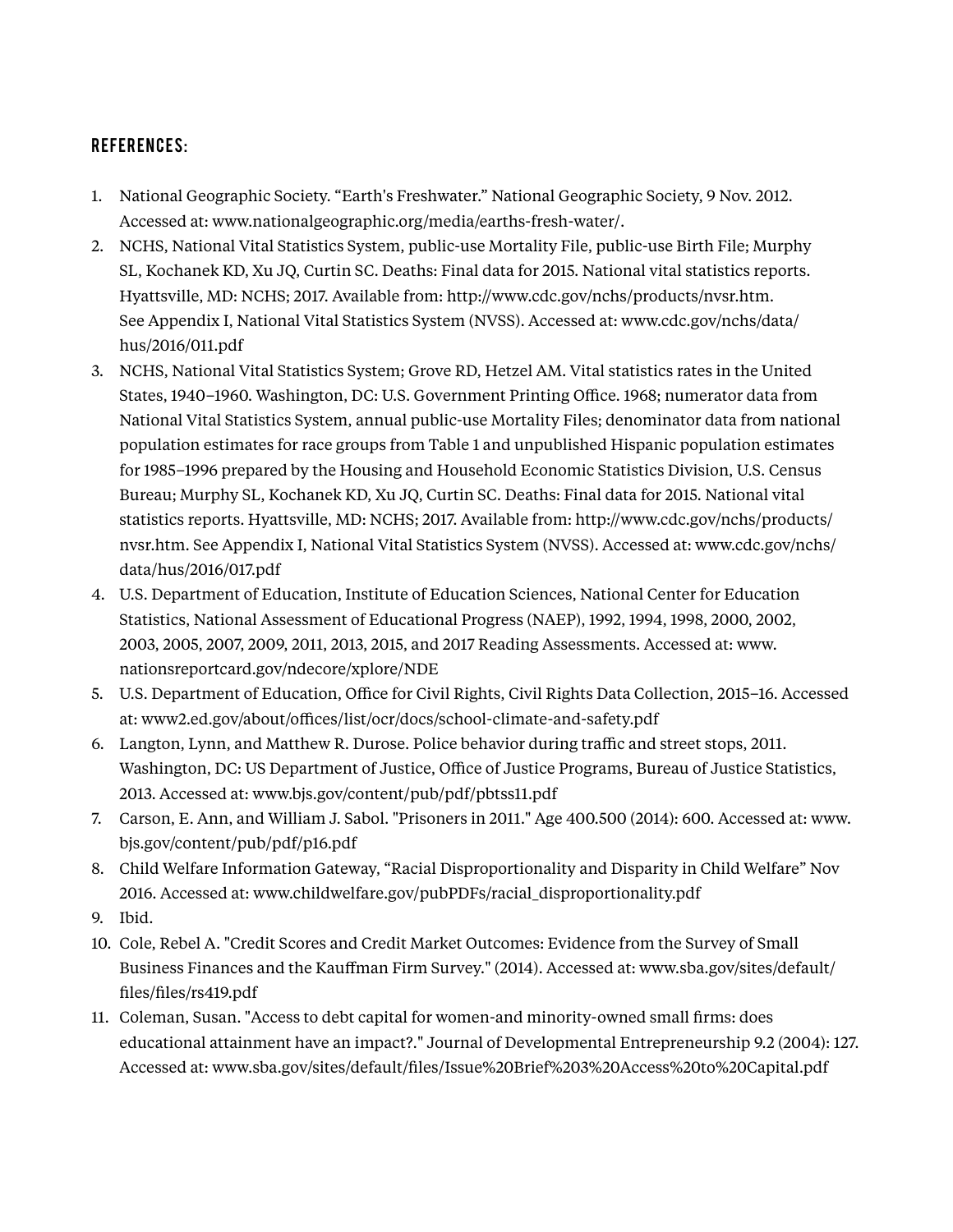## REFERENCES:

1. National Geographic Society. "Earth's Freshwater." National Geographic Society, 9 Nov. 2012. Accessed at: www.nationalgeographic.org/media/earths-fresh-water/.
2. NCHS, National Vital Statistics System, public-use Mortality File, public-use Birth File; Murphy SL, Kochanek KD, Xu JQ, Curtin SC. Deaths: Final data for 2015. National vital statistics reports. Hyattsville, MD: NCHS; 2017. Available from: http://www.cdc.gov/nchs/products/nvsr.htm. See Appendix I, National Vital Statistics System (NVSS). Accessed at: www.cdc.gov/nchs/data/hus/2016/011.pdf
3. NCHS, National Vital Statistics System; Grove RD, Hetzel AM. Vital statistics rates in the United States, 1940–1960. Washington, DC: U.S. Government Printing Office. 1968; numerator data from National Vital Statistics System, annual public-use Mortality Files; denominator data from national population estimates for race groups from Table 1 and unpublished Hispanic population estimates for 1985–1996 prepared by the Housing and Household Economic Statistics Division, U.S. Census Bureau; Murphy SL, Kochanek KD, Xu JQ, Curtin SC. Deaths: Final data for 2015. National vital statistics reports. Hyattsville, MD: NCHS; 2017. Available from: http://www.cdc.gov/nchs/products/nvsr.htm. See Appendix I, National Vital Statistics System (NVSS). Accessed at: www.cdc.gov/nchs/data/hus/2016/017.pdf
4. U.S. Department of Education, Institute of Education Sciences, National Center for Education Statistics, National Assessment of Educational Progress (NAEP), 1992, 1994, 1998, 2000, 2002, 2003, 2005, 2007, 2009, 2011, 2013, 2015, and 2017 Reading Assessments. Accessed at: www.nationsreportcard.gov/ndecore/xplore/NDE
5. U.S. Department of Education, Office for Civil Rights, Civil Rights Data Collection, 2015–16. Accessed at: www2.ed.gov/about/offices/list/ocr/docs/school-climate-and-safety.pdf
6. Langton, Lynn, and Matthew R. Durose. Police behavior during traffic and street stops, 2011. Washington, DC: US Department of Justice, Office of Justice Programs, Bureau of Justice Statistics, 2013. Accessed at: www.bjs.gov/content/pub/pdf/pbtss11.pdf
7. Carson, E. Ann, and William J. Sabol. "Prisoners in 2011." Age 400.500 (2014): 600. Accessed at: www.bjs.gov/content/pub/pdf/p16.pdf
8. Child Welfare Information Gateway, "Racial Disproportionality and Disparity in Child Welfare" Nov 2016. Accessed at: www.childwelfare.gov/pubPDFs/racial_disproportionality.pdf
9. Ibid.
10. Cole, Rebel A. "Credit Scores and Credit Market Outcomes: Evidence from the Survey of Small Business Finances and the Kauffman Firm Survey." (2014). Accessed at: www.sba.gov/sites/default/files/files/rs419.pdf
11. Coleman, Susan. "Access to debt capital for women-and minority-owned small firms: does educational attainment have an impact?." Journal of Developmental Entrepreneurship 9.2 (2004): 127. Accessed at: www.sba.gov/sites/default/files/Issue%20Brief%203%20Access%20to%20Capital.pdf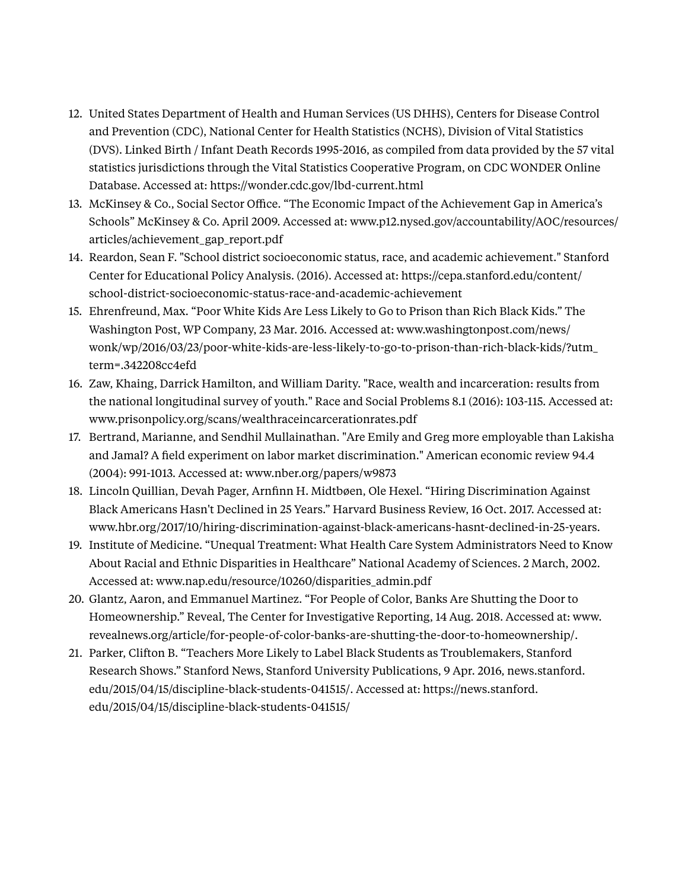12. United States Department of Health and Human Services (US DHHS), Centers for Disease Control and Prevention (CDC), National Center for Health Statistics (NCHS), Division of Vital Statistics (DVS). Linked Birth / Infant Death Records 1995-2016, as compiled from data provided by the 57 vital statistics jurisdictions through the Vital Statistics Cooperative Program, on CDC WONDER Online Database. Accessed at: https://wonder.cdc.gov/lbd-current.html
13. McKinsey & Co., Social Sector Office. "The Economic Impact of the Achievement Gap in America's Schools" McKinsey & Co. April 2009. Accessed at: www.p12.nysed.gov/accountability/AOC/resources/articles/achievement_gap_report.pdf
14. Reardon, Sean F. "School district socioeconomic status, race, and academic achievement." Stanford Center for Educational Policy Analysis. (2016). Accessed at: https://cepa.stanford.edu/content/school-district-socioeconomic-status-race-and-academic-achievement
15. Ehrenfreund, Max. "Poor White Kids Are Less Likely to Go to Prison than Rich Black Kids." The Washington Post, WP Company, 23 Mar. 2016. Accessed at: www.washingtonpost.com/news/wonk/wp/2016/03/23/poor-white-kids-are-less-likely-to-go-to-prison-than-rich-black-kids/?utm_term=.342208cc4efd
16. Zaw, Khaing, Darrick Hamilton, and William Darity. "Race, wealth and incarceration: results from the national longitudinal survey of youth." Race and Social Problems 8.1 (2016): 103-115. Accessed at: www.prisonpolicy.org/scans/wealthraceincarcerationrates.pdf
17. Bertrand, Marianne, and Sendhil Mullainathan. "Are Emily and Greg more employable than Lakisha and Jamal? A field experiment on labor market discrimination." American economic review 94.4 (2004): 991-1013. Accessed at: www.nber.org/papers/w9873
18. Lincoln Quillian, Devah Pager, Arnfinn H. Midtbøen, Ole Hexel. "Hiring Discrimination Against Black Americans Hasn't Declined in 25 Years." Harvard Business Review, 16 Oct. 2017. Accessed at: www.hbr.org/2017/10/hiring-discrimination-against-black-americans-hasnt-declined-in-25-years.
19. Institute of Medicine. "Unequal Treatment: What Health Care System Administrators Need to Know About Racial and Ethnic Disparities in Healthcare" National Academy of Sciences. 2 March, 2002. Accessed at: www.nap.edu/resource/10260/disparities_admin.pdf
20. Glantz, Aaron, and Emmanuel Martinez. "For People of Color, Banks Are Shutting the Door to Homeownership." Reveal, The Center for Investigative Reporting, 14 Aug. 2018. Accessed at: www.revealnews.org/article/for-people-of-color-banks-are-shutting-the-door-to-homeownership/.
21. Parker, Clifton B. "Teachers More Likely to Label Black Students as Troublemakers, Stanford Research Shows." Stanford News, Stanford University Publications, 9 Apr. 2016, news.stanford.edu/2015/04/15/discipline-black-students-041515/. Accessed at: https://news.stanford.edu/2015/04/15/discipline-black-students-041515/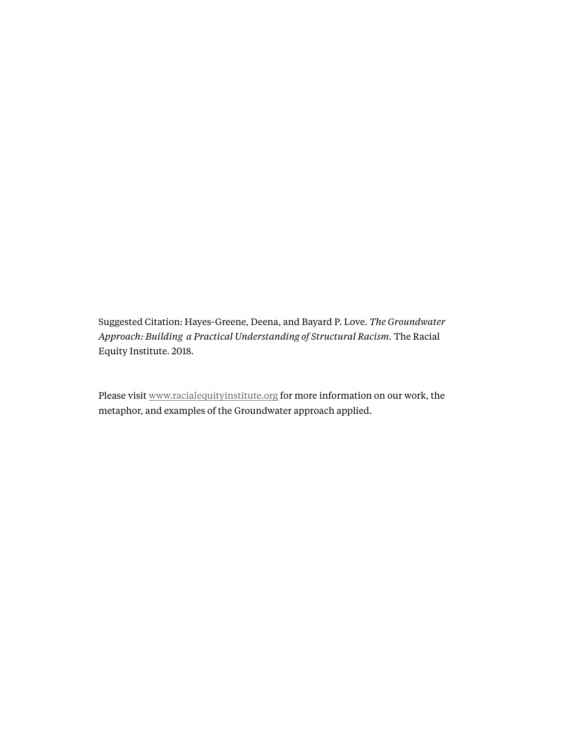Suggested Citation: Hayes-Greene, Deena, and Bayard P. Love. *The Groundwater Approach: Building a Practical Understanding of Structural Racism.* The Racial Equity Institute. 2018.

Please visit www.racialequityinstitute.org for more information on our work, the metaphor, and examples of the Groundwater approach applied.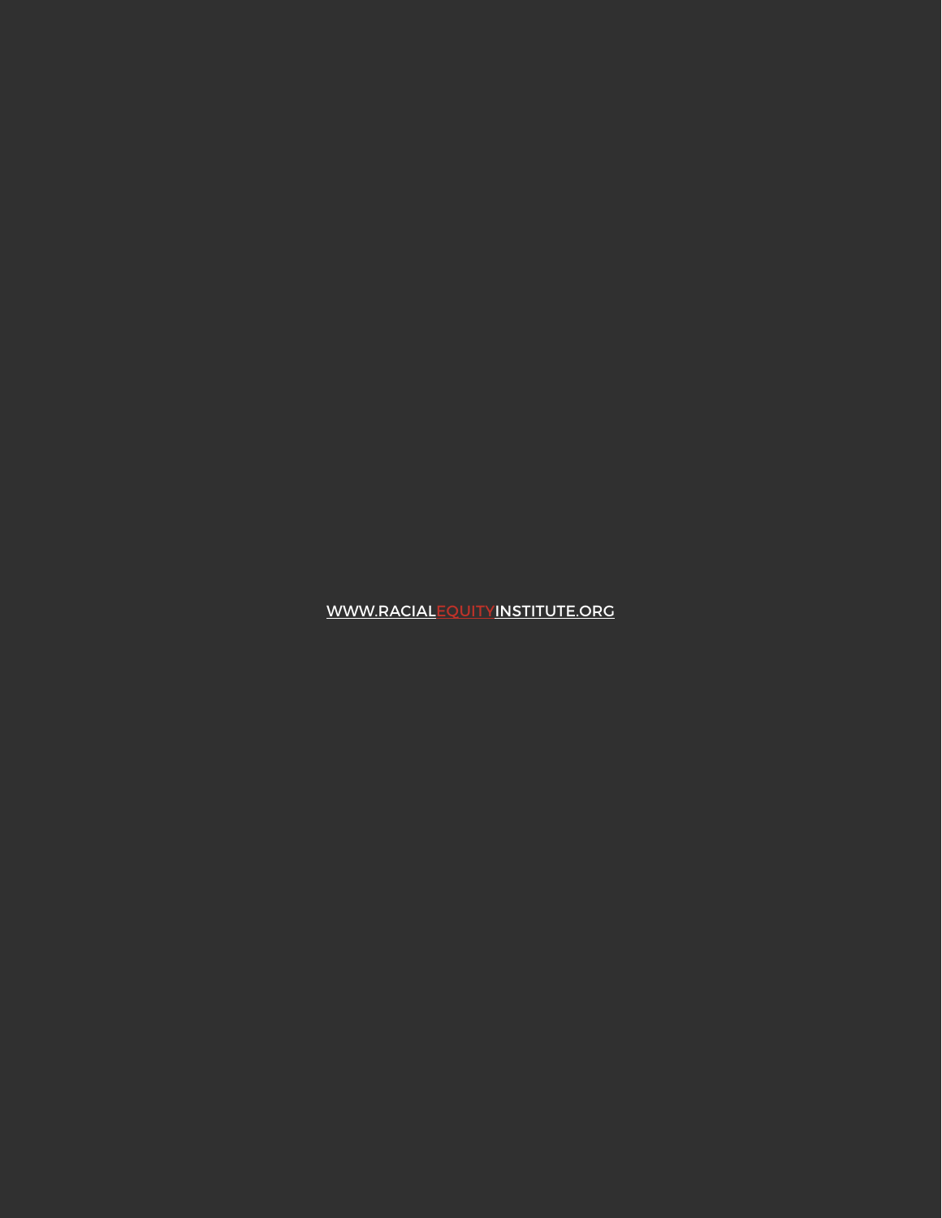WWW.RACIALEQUITYINSTITUTE.ORG